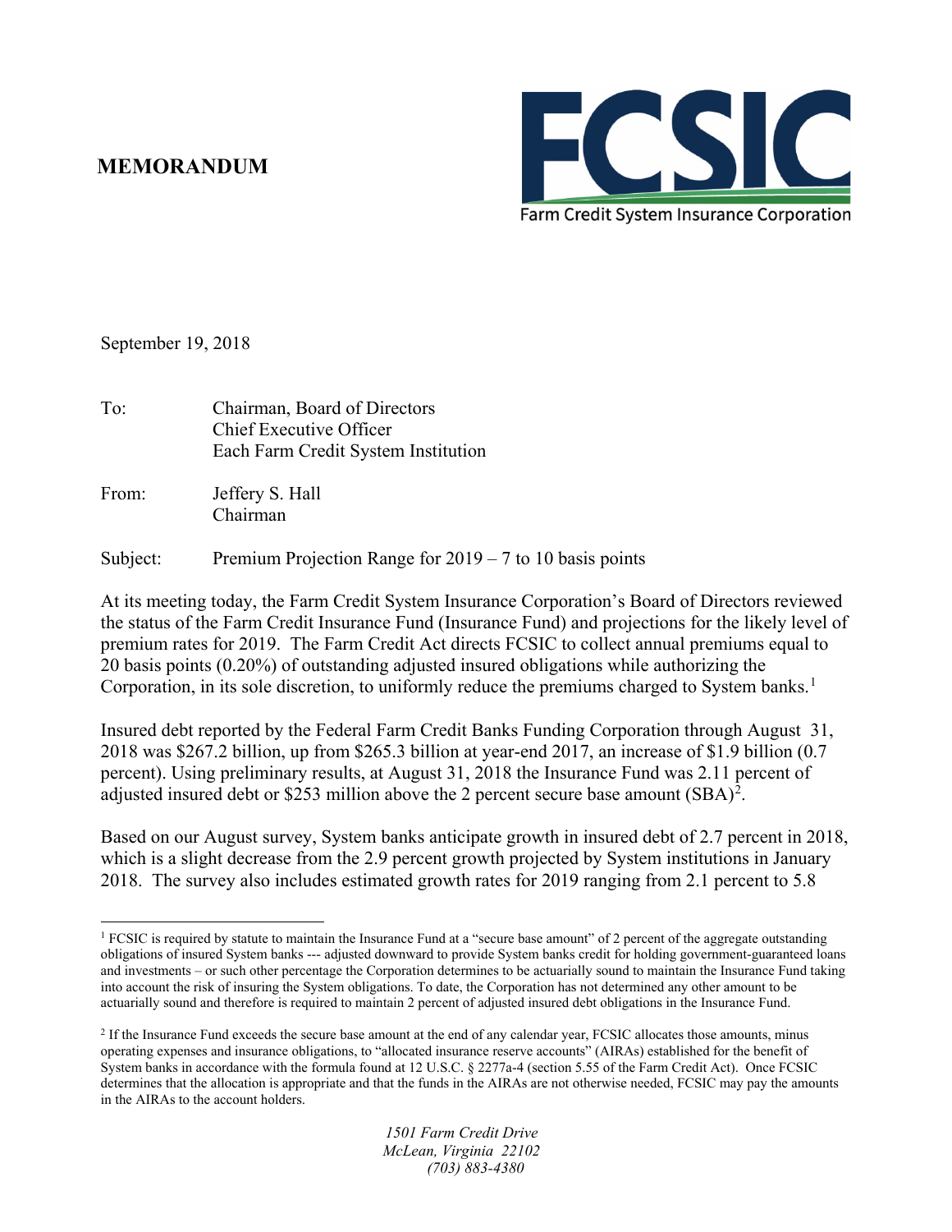# MEMORANDUM

FCSIC
Farm Credit System Insurance Corporation

September 19, 2018

To: Chairman, Board of Directors
Chief Executive Officer
Each Farm Credit System Institution

From: Jeffery S. Hall
Chairman

Subject: Premium Projection Range for 2019 – 7 to 10 basis points

At its meeting today, the Farm Credit System Insurance Corporation's Board of Directors reviewed the status of the Farm Credit Insurance Fund (Insurance Fund) and projections for the likely level of premium rates for 2019. The Farm Credit Act directs FCSIC to collect annual premiums equal to 20 basis points (0.20%) of outstanding adjusted insured obligations while authorizing the Corporation, in its sole discretion, to uniformly reduce the premiums charged to System banks.[1]

Insured debt reported by the Federal Farm Credit Banks Funding Corporation through August 31, 2018 was $267.2 billion, up from $265.3 billion at year-end 2017, an increase of $1.9 billion (0.7 percent). Using preliminary results, at August 31, 2018 the Insurance Fund was 2.11 percent of adjusted insured debt or $253 million above the 2 percent secure base amount (SBA)[2].

Based on our August survey, System banks anticipate growth in insured debt of 2.7 percent in 2018, which is a slight decrease from the 2.9 percent growth projected by System institutions in January 2018. The survey also includes estimated growth rates for 2019 ranging from 2.1 percent to 5.8

---

[1] FCSIC is required by statute to maintain the Insurance Fund at a "secure base amount" of 2 percent of the aggregate outstanding obligations of insured System banks --- adjusted downward to provide System banks credit for holding government-guaranteed loans and investments – or such other percentage the Corporation determines to be actuarially sound to maintain the Insurance Fund taking into account the risk of insuring the System obligations. To date, the Corporation has not determined any other amount to be actuarially sound and therefore is required to maintain 2 percent of adjusted insured debt obligations in the Insurance Fund.

[2] If the Insurance Fund exceeds the secure base amount at the end of any calendar year, FCSIC allocates those amounts, minus operating expenses and insurance obligations, to "allocated insurance reserve accounts" (AIRAs) established for the benefit of System banks in accordance with the formula found at 12 U.S.C. § 2277a-4 (section 5.55 of the Farm Credit Act). Once FCSIC determines that the allocation is appropriate and that the funds in the AIRAs are not otherwise needed, FCSIC may pay the amounts in the AIRAs to the account holders.

*1501 Farm Credit Drive*
*McLean, Virginia 22102*
*(703) 883-4380*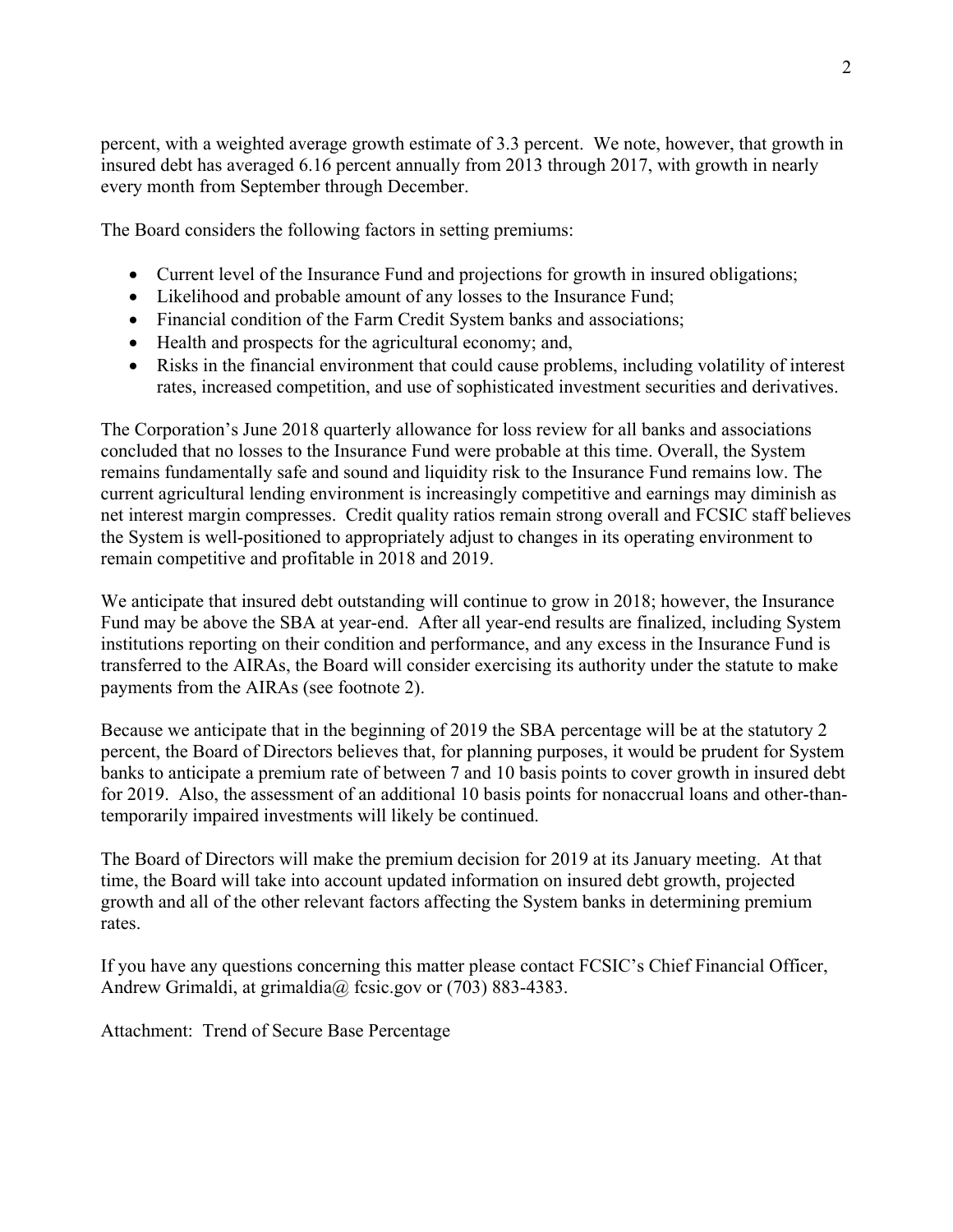percent, with a weighted average growth estimate of 3.3 percent. We note, however, that growth in insured debt has averaged 6.16 percent annually from 2013 through 2017, with growth in nearly every month from September through December.

The Board considers the following factors in setting premiums:

- Current level of the Insurance Fund and projections for growth in insured obligations;
- Likelihood and probable amount of any losses to the Insurance Fund;
- Financial condition of the Farm Credit System banks and associations;
- Health and prospects for the agricultural economy; and,
- Risks in the financial environment that could cause problems, including volatility of interest rates, increased competition, and use of sophisticated investment securities and derivatives.

The Corporation's June 2018 quarterly allowance for loss review for all banks and associations concluded that no losses to the Insurance Fund were probable at this time. Overall, the System remains fundamentally safe and sound and liquidity risk to the Insurance Fund remains low. The current agricultural lending environment is increasingly competitive and earnings may diminish as net interest margin compresses. Credit quality ratios remain strong overall and FCSIC staff believes the System is well-positioned to appropriately adjust to changes in its operating environment to remain competitive and profitable in 2018 and 2019.

We anticipate that insured debt outstanding will continue to grow in 2018; however, the Insurance Fund may be above the SBA at year-end. After all year-end results are finalized, including System institutions reporting on their condition and performance, and any excess in the Insurance Fund is transferred to the AIRAs, the Board will consider exercising its authority under the statute to make payments from the AIRAs (see footnote 2).

Because we anticipate that in the beginning of 2019 the SBA percentage will be at the statutory 2 percent, the Board of Directors believes that, for planning purposes, it would be prudent for System banks to anticipate a premium rate of between 7 and 10 basis points to cover growth in insured debt for 2019. Also, the assessment of an additional 10 basis points for nonaccrual loans and other-than-temporarily impaired investments will likely be continued.

The Board of Directors will make the premium decision for 2019 at its January meeting. At that time, the Board will take into account updated information on insured debt growth, projected growth and all of the other relevant factors affecting the System banks in determining premium rates.

If you have any questions concerning this matter please contact FCSIC's Chief Financial Officer, Andrew Grimaldi, at grimaldia@ fcsic.gov or (703) 883-4383.

Attachment: Trend of Secure Base Percentage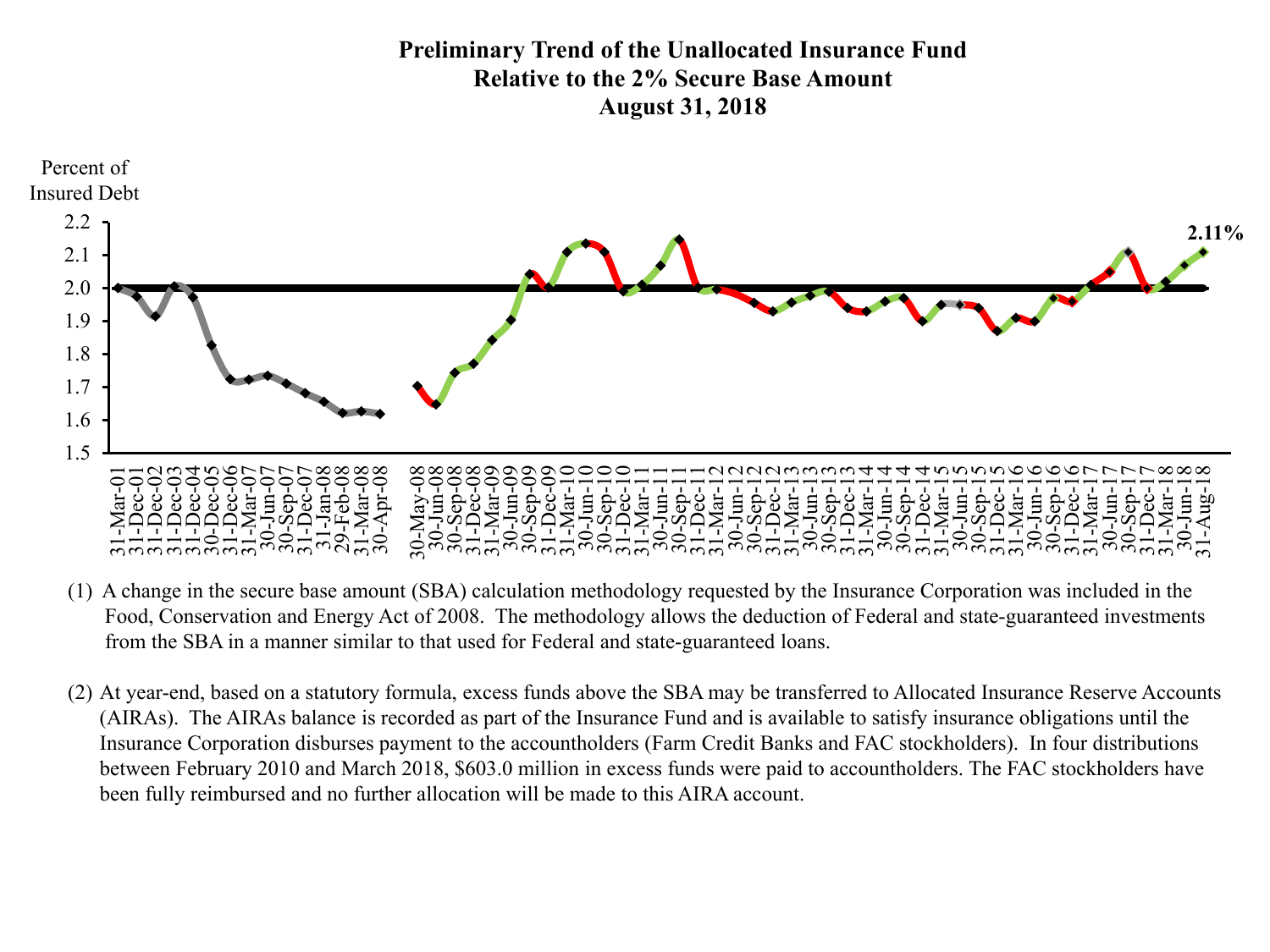**Preliminary Trend of the Unallocated Insurance Fund**
**Relative to the 2% Secure Base Amount**
**August 31, 2018**

Percent of Insured Debt

2.2
2.1
2.0
1.9
1.8
1.7
1.6
1.5

2.11%

31-Mar-01
31-Dec-01
31-Dec-02
31-Dec-03
31-Dec-04
30-Dec-05
31-Dec-06
31-Mar-07
30-Jun-07
30-Sep-07
31-Dec-07
31-Jan-08
29-Feb-08
31-Mar-08
30-Apr-08
30-May-08
30-Jun-08
30-Sep-08
31-Dec-08
31-Mar-09
30-Jun-09
30-Sep-09
31-Dec-09
31-Mar-10
30-Jun-10
30-Sep-10
31-Dec-10
31-Mar-11
30-Jun-11
30-Sep-11
31-Dec-11
31-Mar-12
30-Jun-12
30-Sep-12
31-Dec-12
31-Mar-13
30-Jun-13
30-Sep-13
31-Dec-13
31-Mar-14
30-Jun-14
30-Sep-14
31-Dec-14
31-Mar-15
30-Jun-15
30-Sep-15
31-Dec-15
31-Mar-16
30-Jun-16
30-Sep-16
31-Dec-16
31-Mar-17
30-Jun-17
30-Sep-17
31-Dec-17
31-Mar-18
30-Jun-18
31-Aug-18

(1) A change in the secure base amount (SBA) calculation methodology requested by the Insurance Corporation was included in the Food, Conservation and Energy Act of 2008. The methodology allows the deduction of Federal and state-guaranteed investments from the SBA in a manner similar to that used for Federal and state-guaranteed loans.

(2) At year-end, based on a statutory formula, excess funds above the SBA may be transferred to Allocated Insurance Reserve Accounts (AIRAs). The AIRAs balance is recorded as part of the Insurance Fund and is available to satisfy insurance obligations until the Insurance Corporation disburses payment to the accountholders (Farm Credit Banks and FAC stockholders). In four distributions between February 2010 and March 2018, $603.0 million in excess funds were paid to accountholders. The FAC stockholders have been fully reimbursed and no further allocation will be made to this AIRA account.